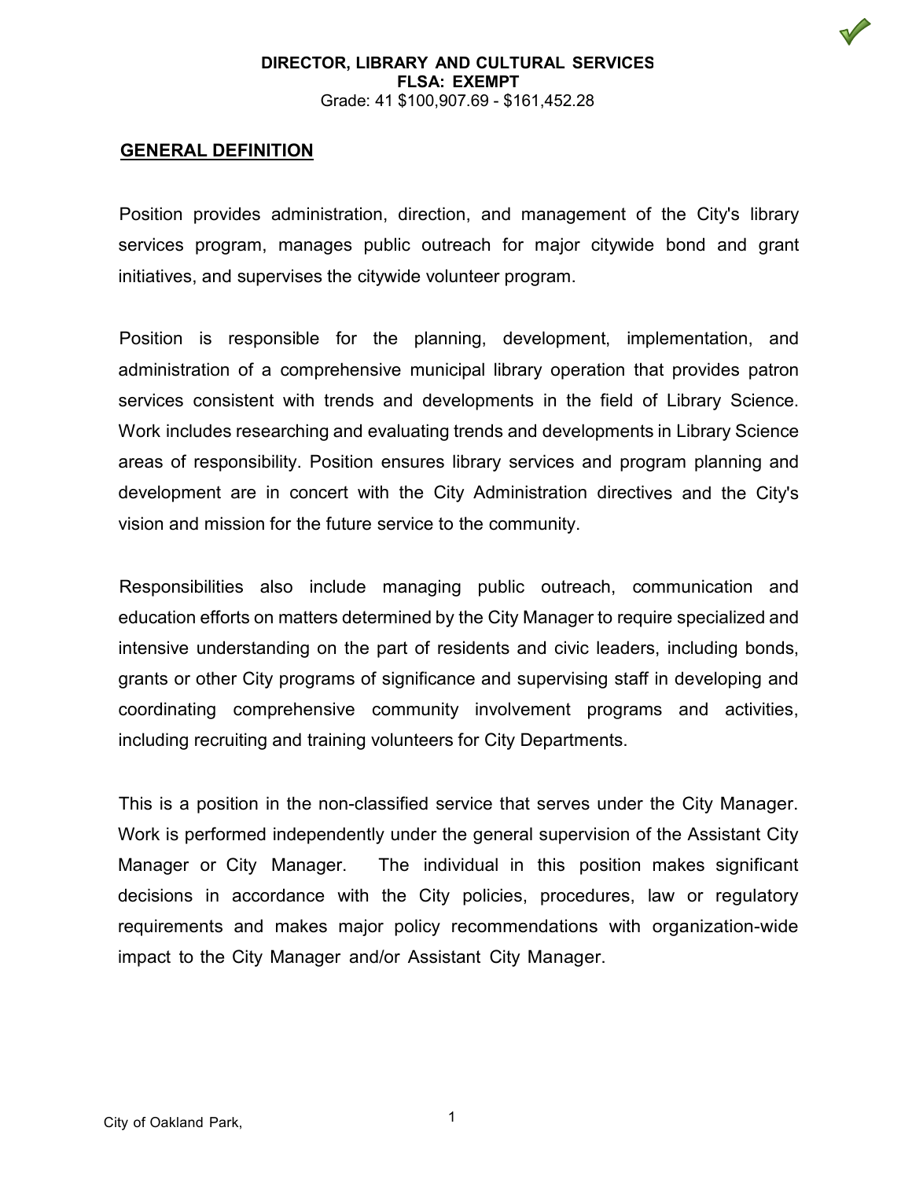**DIRECTOR, LIBRARY AND CULTURAL SERVICES**
**FLSA: EXEMPT**
Grade: 41 $100,907.69 - $161,452.28

## GENERAL DEFINITION

Position provides administration, direction, and management of the City's library services program, manages public outreach for major citywide bond and grant initiatives, and supervises the citywide volunteer program.

Position is responsible for the planning, development, implementation, and administration of a comprehensive municipal library operation that provides patron services consistent with trends and developments in the field of Library Science. Work includes researching and evaluating trends and developments in Library Science areas of responsibility. Position ensures library services and program planning and development are in concert with the City Administration directives and the City's vision and mission for the future service to the community.

Responsibilities also include managing public outreach, communication and education efforts on matters determined by the City Manager to require specialized and intensive understanding on the part of residents and civic leaders, including bonds, grants or other City programs of significance and supervising staff in developing and coordinating comprehensive community involvement programs and activities, including recruiting and training volunteers for City Departments.

This is a position in the non-classified service that serves under the City Manager. Work is performed independently under the general supervision of the Assistant City Manager or City Manager. The individual in this position makes significant decisions in accordance with the City policies, procedures, law or regulatory requirements and makes major policy recommendations with organization-wide impact to the City Manager and/or Assistant City Manager.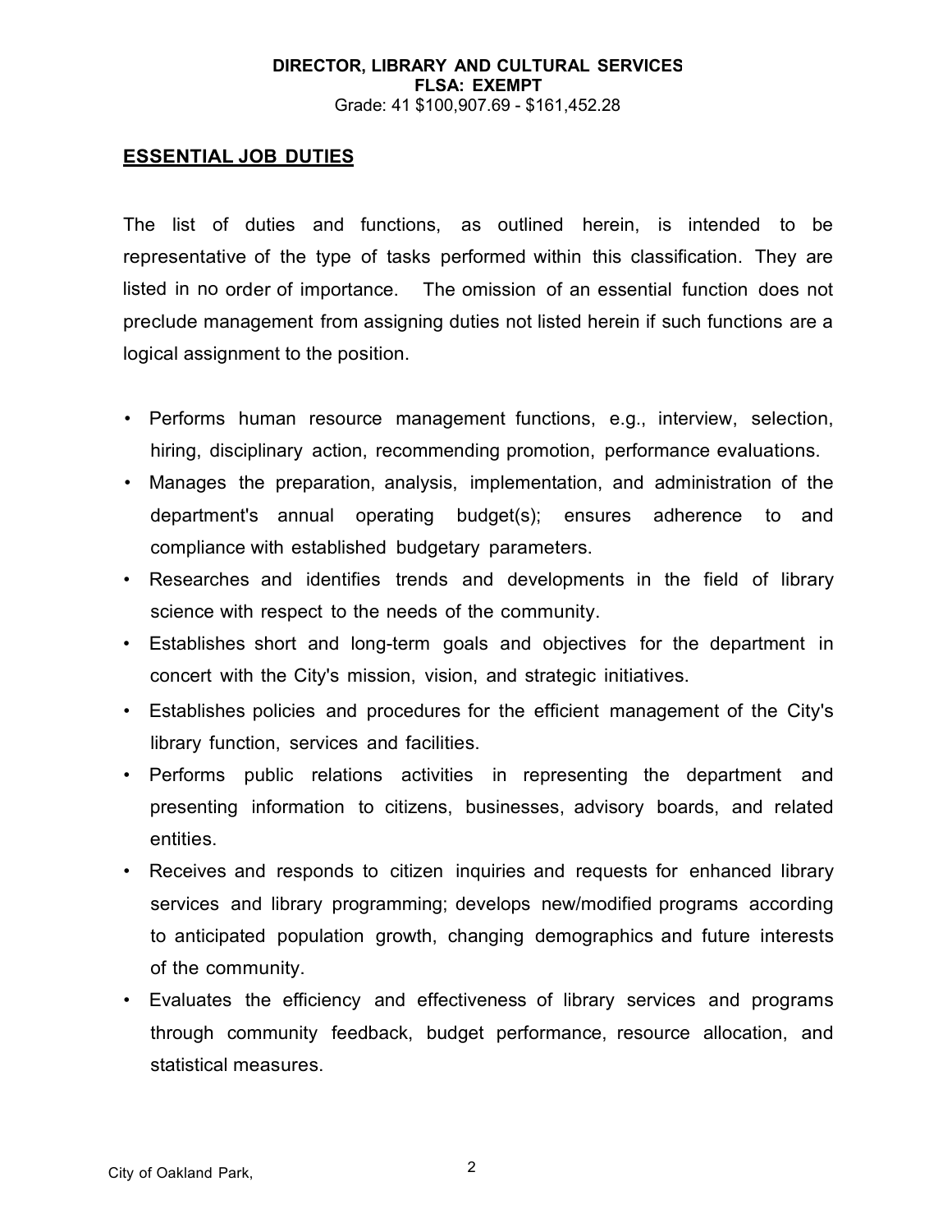**DIRECTOR, LIBRARY AND CULTURAL SERVICES**
**FLSA: EXEMPT**
Grade: 41 $100,907.69 - $161,452.28

## ESSENTIAL JOB DUTIES

The list of duties and functions, as outlined herein, is intended to be representative of the type of tasks performed within this classification. They are listed in no order of importance. The omission of an essential function does not preclude management from assigning duties not listed herein if such functions are a logical assignment to the position.

- Performs human resource management functions, e.g., interview, selection, hiring, disciplinary action, recommending promotion, performance evaluations.
- Manages the preparation, analysis, implementation, and administration of the department's annual operating budget(s); ensures adherence to and compliance with established budgetary parameters.
- Researches and identifies trends and developments in the field of library science with respect to the needs of the community.
- Establishes short and long-term goals and objectives for the department in concert with the City's mission, vision, and strategic initiatives.
- Establishes policies and procedures for the efficient management of the City's library function, services and facilities.
- Performs public relations activities in representing the department and presenting information to citizens, businesses, advisory boards, and related entities.
- Receives and responds to citizen inquiries and requests for enhanced library services and library programming; develops new/modified programs according to anticipated population growth, changing demographics and future interests of the community.
- Evaluates the efficiency and effectiveness of library services and programs through community feedback, budget performance, resource allocation, and statistical measures.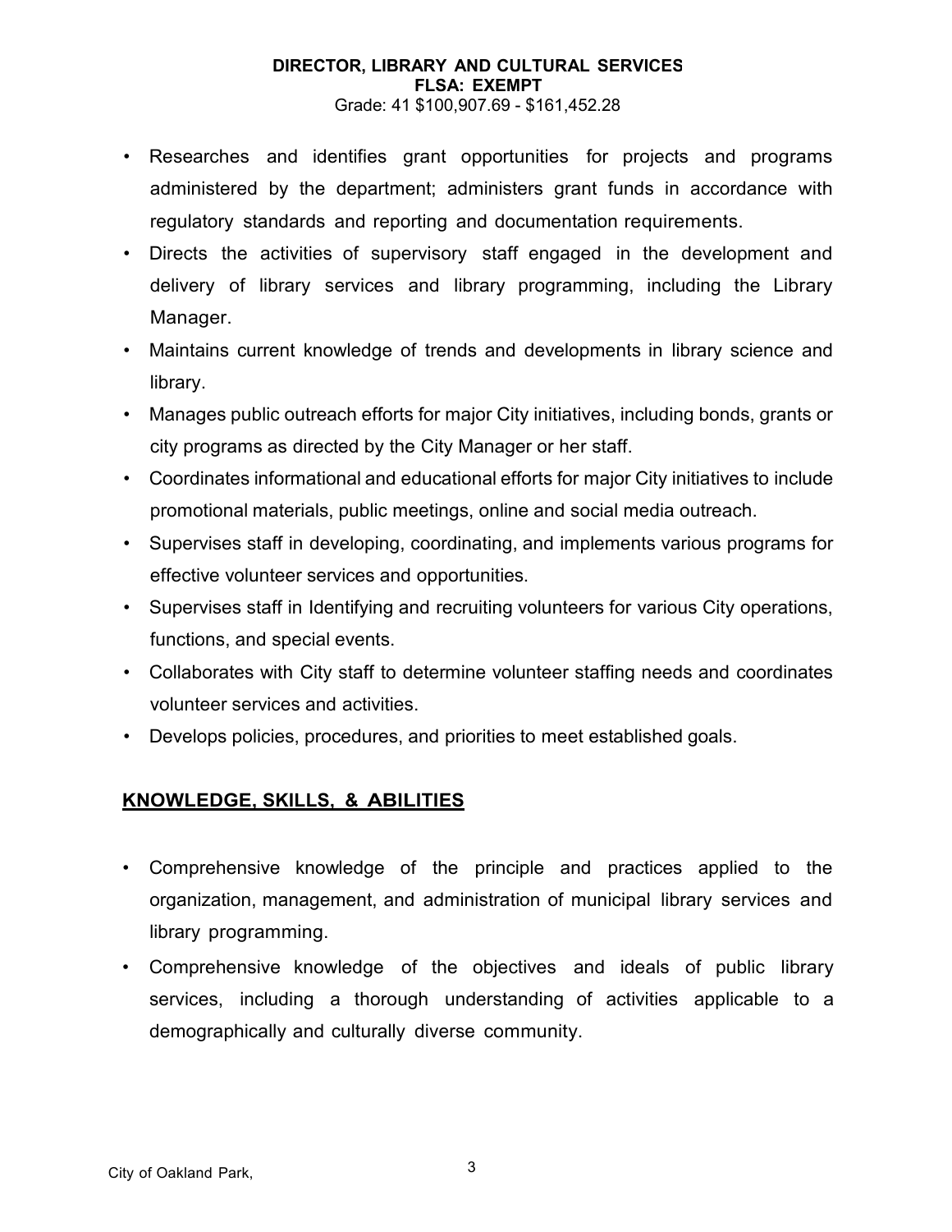- Researches and identifies grant opportunities for projects and programs administered by the department; administers grant funds in accordance with regulatory standards and reporting and documentation requirements.
- Directs the activities of supervisory staff engaged in the development and delivery of library services and library programming, including the Library Manager.
- Maintains current knowledge of trends and developments in library science and library.
- Manages public outreach efforts for major City initiatives, including bonds, grants or city programs as directed by the City Manager or her staff.
- Coordinates informational and educational efforts for major City initiatives to include promotional materials, public meetings, online and social media outreach.
- Supervises staff in developing, coordinating, and implements various programs for effective volunteer services and opportunities.
- Supervises staff in Identifying and recruiting volunteers for various City operations, functions, and special events.
- Collaborates with City staff to determine volunteer staffing needs and coordinates volunteer services and activities.
- Develops policies, procedures, and priorities to meet established goals.

## KNOWLEDGE, SKILLS, & ABILITIES

- Comprehensive knowledge of the principle and practices applied to the organization, management, and administration of municipal library services and library programming.
- Comprehensive knowledge of the objectives and ideals of public library services, including a thorough understanding of activities applicable to a demographically and culturally diverse community.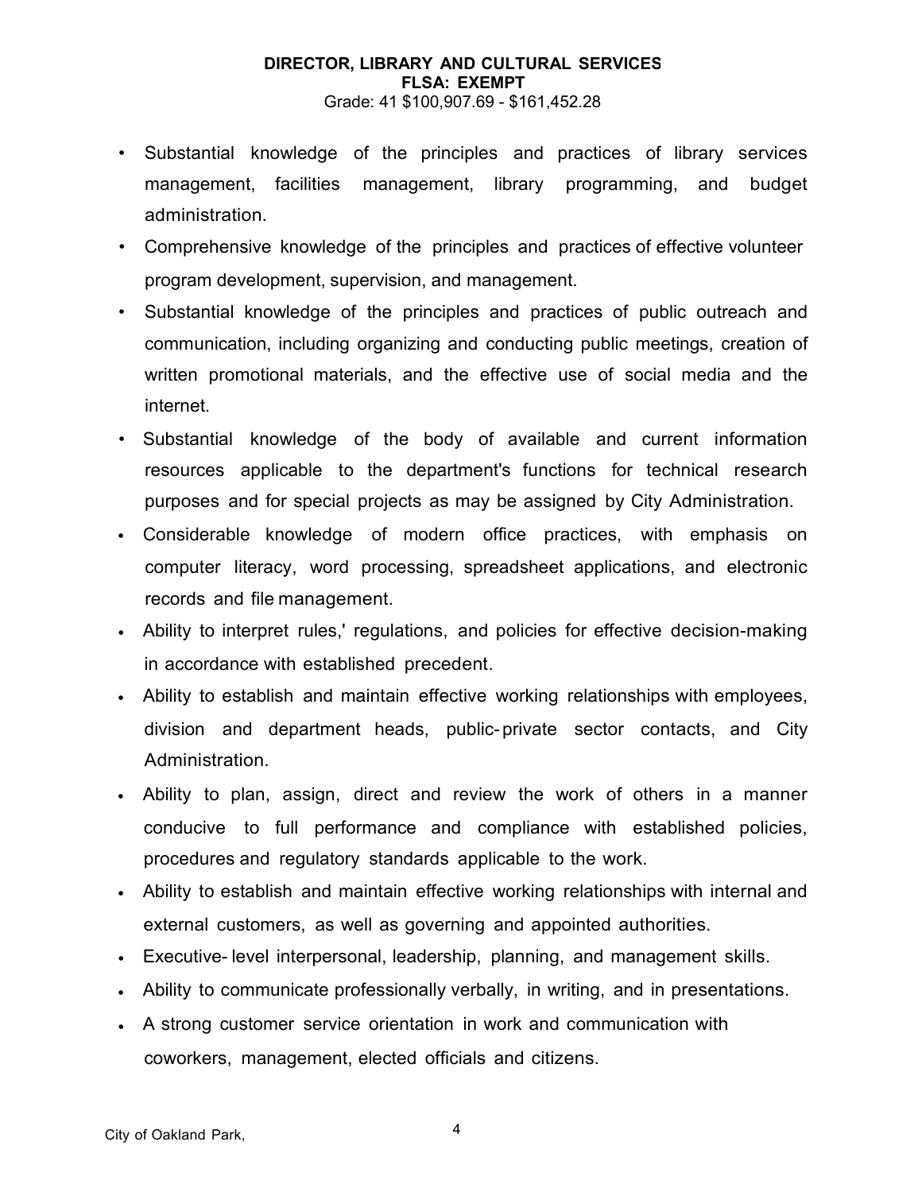- Substantial knowledge of the principles and practices of library services management, facilities management, library programming, and budget administration.
- Comprehensive knowledge of the principles and practices of effective volunteer program development, supervision, and management.
- Substantial knowledge of the principles and practices of public outreach and communication, including organizing and conducting public meetings, creation of written promotional materials, and the effective use of social media and the internet.
- Substantial knowledge of the body of available and current information resources applicable to the department's functions for technical research purposes and for special projects as may be assigned by City Administration.
- Considerable knowledge of modern office practices, with emphasis on computer literacy, word processing, spreadsheet applications, and electronic records and file management.
- Ability to interpret rules,' regulations, and policies for effective decision-making in accordance with established precedent.
- Ability to establish and maintain effective working relationships with employees, division and department heads, public-private sector contacts, and City Administration.
- Ability to plan, assign, direct and review the work of others in a manner conducive to full performance and compliance with established policies, procedures and regulatory standards applicable to the work.
- Ability to establish and maintain effective working relationships with internal and external customers, as well as governing and appointed authorities.
- Executive-level interpersonal, leadership, planning, and management skills.
- Ability to communicate professionally verbally, in writing, and in presentations.
- A strong customer service orientation in work and communication with coworkers, management, elected officials and citizens.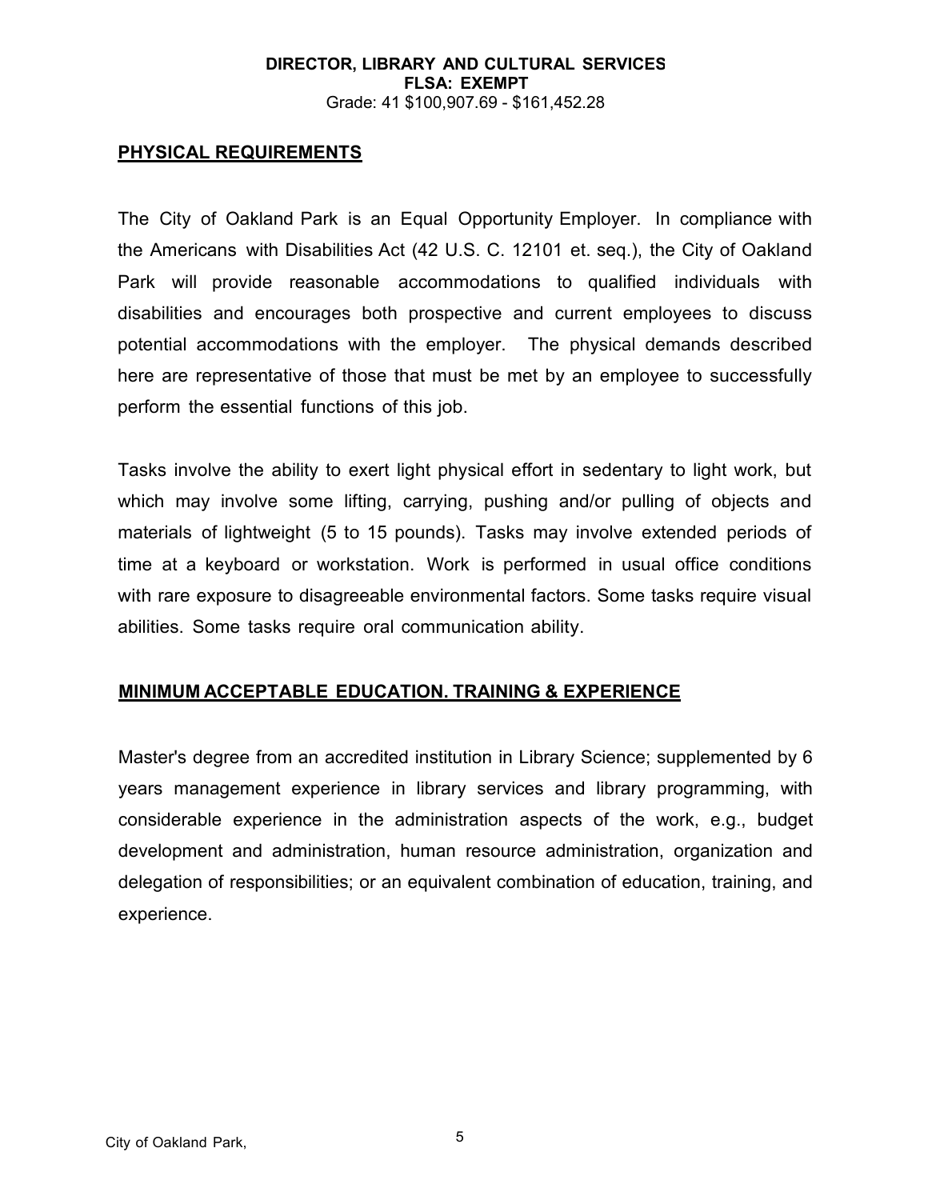**DIRECTOR, LIBRARY AND CULTURAL SERVICES**
**FLSA: EXEMPT**
Grade: 41 $100,907.69 - $161,452.28

## PHYSICAL REQUIREMENTS

The City of Oakland Park is an Equal Opportunity Employer. In compliance with the Americans with Disabilities Act (42 U.S. C. 12101 et. seq.), the City of Oakland Park will provide reasonable accommodations to qualified individuals with disabilities and encourages both prospective and current employees to discuss potential accommodations with the employer. The physical demands described here are representative of those that must be met by an employee to successfully perform the essential functions of this job.

Tasks involve the ability to exert light physical effort in sedentary to light work, but which may involve some lifting, carrying, pushing and/or pulling of objects and materials of lightweight (5 to 15 pounds). Tasks may involve extended periods of time at a keyboard or workstation. Work is performed in usual office conditions with rare exposure to disagreeable environmental factors. Some tasks require visual abilities. Some tasks require oral communication ability.

## MINIMUM ACCEPTABLE EDUCATION. TRAINING & EXPERIENCE

Master's degree from an accredited institution in Library Science; supplemented by 6 years management experience in library services and library programming, with considerable experience in the administration aspects of the work, e.g., budget development and administration, human resource administration, organization and delegation of responsibilities; or an equivalent combination of education, training, and experience.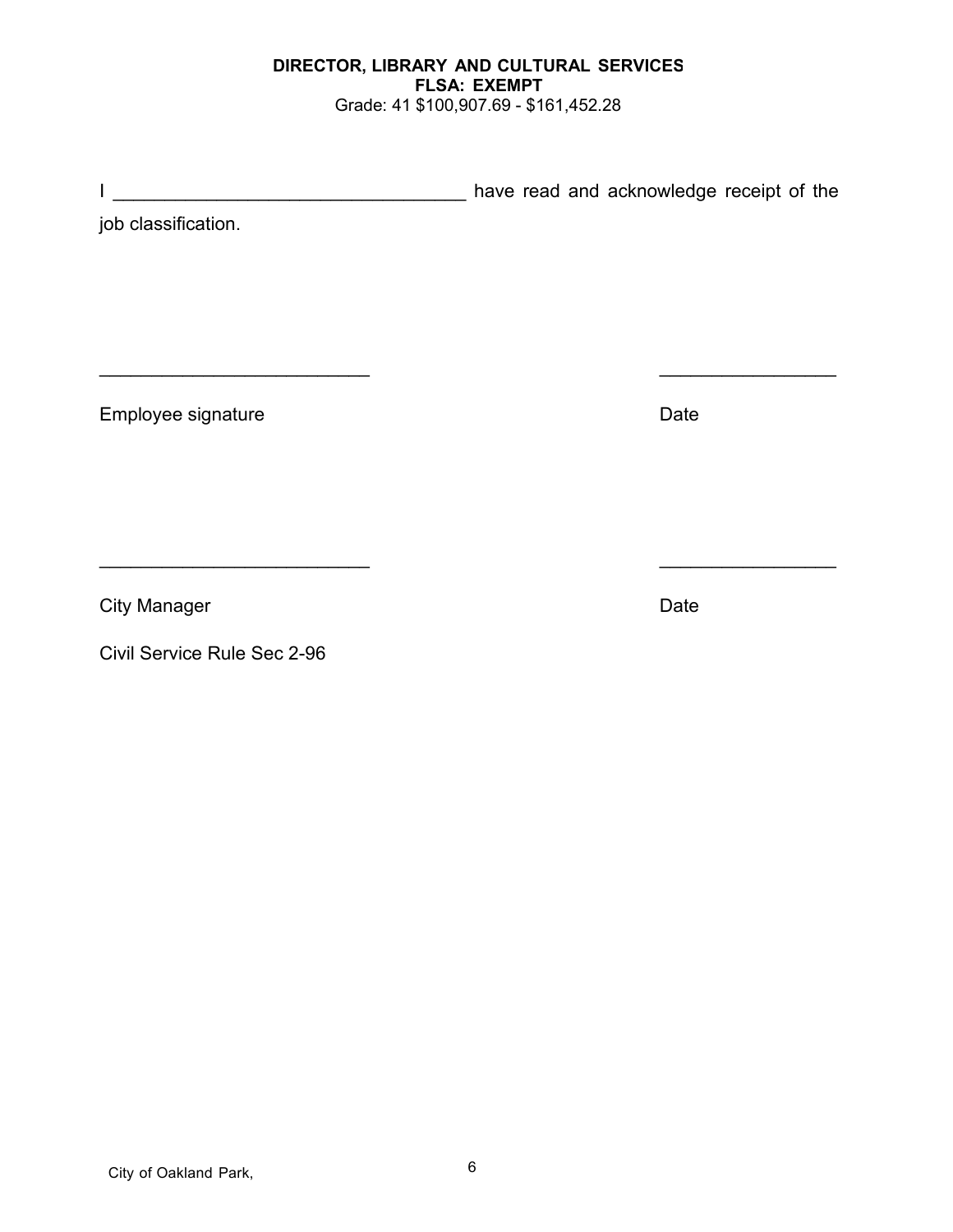**DIRECTOR, LIBRARY AND CULTURAL SERVICES**
**FLSA: EXEMPT**
Grade: 41 $100,907.69 - $161,452.28

I __________________________________ have read and acknowledge receipt of the job classification.

__________________________ _________________

Employee signature Date

__________________________ _________________

City Manager Date

Civil Service Rule Sec 2-96